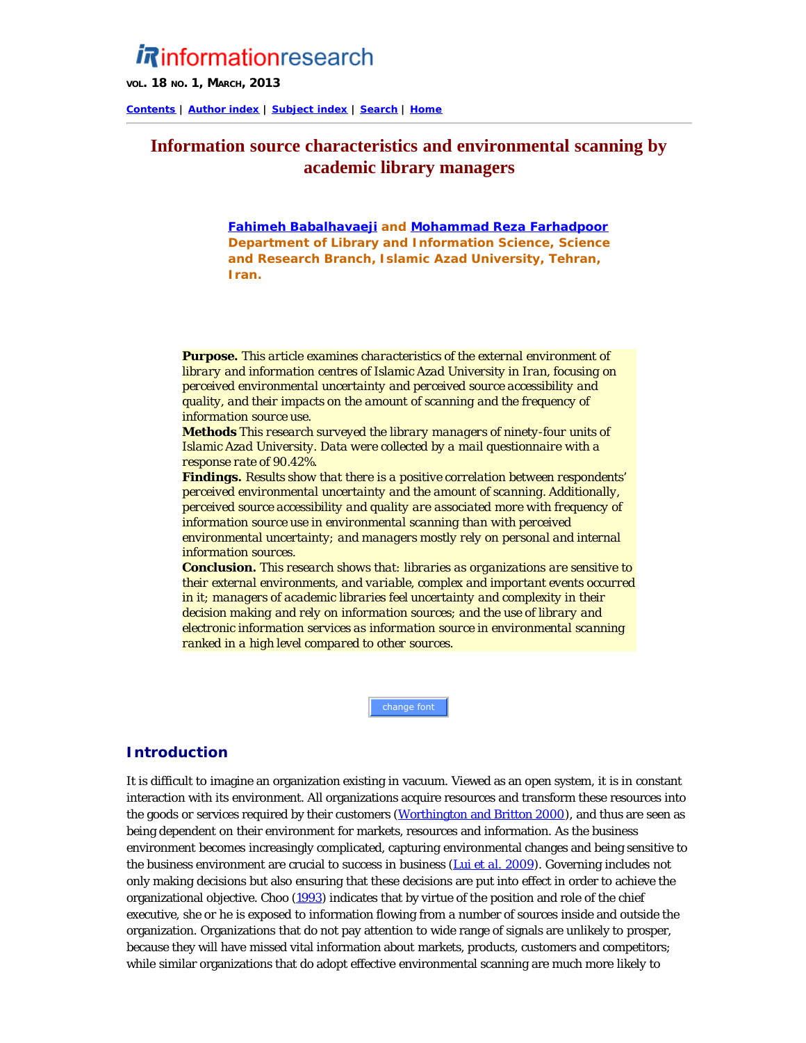# Information source characteristics and environmental scanning by academic library managers

**Fahimeh Babalhavaeji** and **Mohammad Reza Farhadpoor**
Department of Library and Information Science, Science and Research Branch, Islamic Azad University, Tehran, Iran.

**Purpose.** This article examines characteristics of the external environment of library and information centres of Islamic Azad University in Iran, focusing on perceived environmental uncertainty and perceived source accessibility and quality, and their impacts on the amount of scanning and the frequency of information source use.
**Methods** This research surveyed the library managers of ninety-four units of Islamic Azad University. Data were collected by a mail questionnaire with a response rate of 90.42%.
**Findings.** Results show that there is a positive correlation between respondents' perceived environmental uncertainty and the amount of scanning. Additionally, perceived source accessibility and quality are associated more with frequency of information source use in environmental scanning than with perceived environmental uncertainty; and managers mostly rely on personal and internal information sources.
**Conclusion.** This research shows that: libraries as organizations are sensitive to their external environments, and variable, complex and important events occurred in it; managers of academic libraries feel uncertainty and complexity in their decision making and rely on information sources; and the use of library and electronic information services as information source in environmental scanning ranked in a high level compared to other sources.

## Introduction

It is difficult to imagine an organization existing in vacuum. Viewed as an open system, it is in constant interaction with its environment. All organizations acquire resources and transform these resources into the goods or services required by their customers (Worthington and Britton 2000), and thus are seen as being dependent on their environment for markets, resources and information. As the business environment becomes increasingly complicated, capturing environmental changes and being sensitive to the business environment are crucial to success in business (Lui et al. 2009). Governing includes not only making decisions but also ensuring that these decisions are put into effect in order to achieve the organizational objective. Choo (1993) indicates that by virtue of the position and role of the chief executive, she or he is exposed to information flowing from a number of sources inside and outside the organization. Organizations that do not pay attention to wide range of signals are unlikely to prosper, because they will have missed vital information about markets, products, customers and competitors; while similar organizations that do adopt effective environmental scanning are much more likely to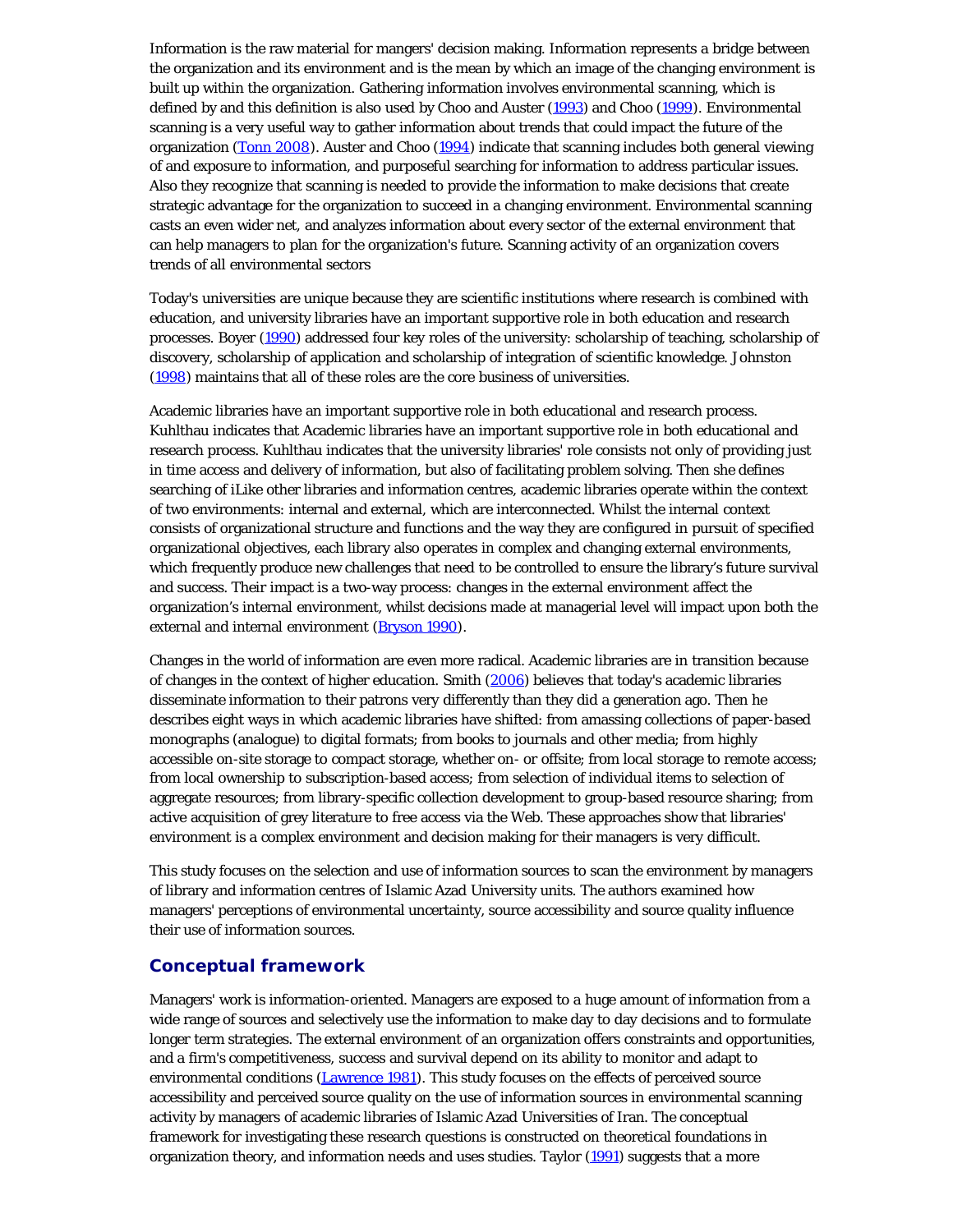Information is the raw material for mangers' decision making. Information represents a bridge between the organization and its environment and is the mean by which an image of the changing environment is built up within the organization. Gathering information involves environmental scanning, which is defined by and this definition is also used by Choo and Auster (1993) and Choo (1999). Environmental scanning is a very useful way to gather information about trends that could impact the future of the organization (Tonn 2008). Auster and Choo (1994) indicate that scanning includes both general viewing of and exposure to information, and purposeful searching for information to address particular issues. Also they recognize that scanning is needed to provide the information to make decisions that create strategic advantage for the organization to succeed in a changing environment. Environmental scanning casts an even wider net, and analyzes information about every sector of the external environment that can help managers to plan for the organization's future. Scanning activity of an organization covers trends of all environmental sectors

Today's universities are unique because they are scientific institutions where research is combined with education, and university libraries have an important supportive role in both education and research processes. Boyer (1990) addressed four key roles of the university: scholarship of teaching, scholarship of discovery, scholarship of application and scholarship of integration of scientific knowledge. Johnston (1998) maintains that all of these roles are the core business of universities.

Academic libraries have an important supportive role in both educational and research process. Kuhlthau indicates that Academic libraries have an important supportive role in both educational and research process. Kuhlthau indicates that the university libraries' role consists not only of providing just in time access and delivery of information, but also of facilitating problem solving. Then she defines searching of iLike other libraries and information centres, academic libraries operate within the context of two environments: internal and external, which are interconnected. Whilst the internal context consists of organizational structure and functions and the way they are configured in pursuit of specified organizational objectives, each library also operates in complex and changing external environments, which frequently produce new challenges that need to be controlled to ensure the library's future survival and success. Their impact is a two-way process: changes in the external environment affect the organization's internal environment, whilst decisions made at managerial level will impact upon both the external and internal environment (Bryson 1990).

Changes in the world of information are even more radical. Academic libraries are in transition because of changes in the context of higher education. Smith (2006) believes that today's academic libraries disseminate information to their patrons very differently than they did a generation ago. Then he describes eight ways in which academic libraries have shifted: from amassing collections of paper-based monographs (analogue) to digital formats; from books to journals and other media; from highly accessible on-site storage to compact storage, whether on- or offsite; from local storage to remote access; from local ownership to subscription-based access; from selection of individual items to selection of aggregate resources; from library-specific collection development to group-based resource sharing; from active acquisition of grey literature to free access via the Web. These approaches show that libraries' environment is a complex environment and decision making for their managers is very difficult.

This study focuses on the selection and use of information sources to scan the environment by managers of library and information centres of Islamic Azad University units. The authors examined how managers' perceptions of environmental uncertainty, source accessibility and source quality influence their use of information sources.

## Conceptual framework

Managers' work is information-oriented. Managers are exposed to a huge amount of information from a wide range of sources and selectively use the information to make day to day decisions and to formulate longer term strategies. The external environment of an organization offers constraints and opportunities, and a firm's competitiveness, success and survival depend on its ability to monitor and adapt to environmental conditions (Lawrence 1981). This study focuses on the effects of perceived source accessibility and perceived source quality on the use of information sources in environmental scanning activity by managers of academic libraries of Islamic Azad Universities of Iran. The conceptual framework for investigating these research questions is constructed on theoretical foundations in organization theory, and information needs and uses studies. Taylor (1991) suggests that a more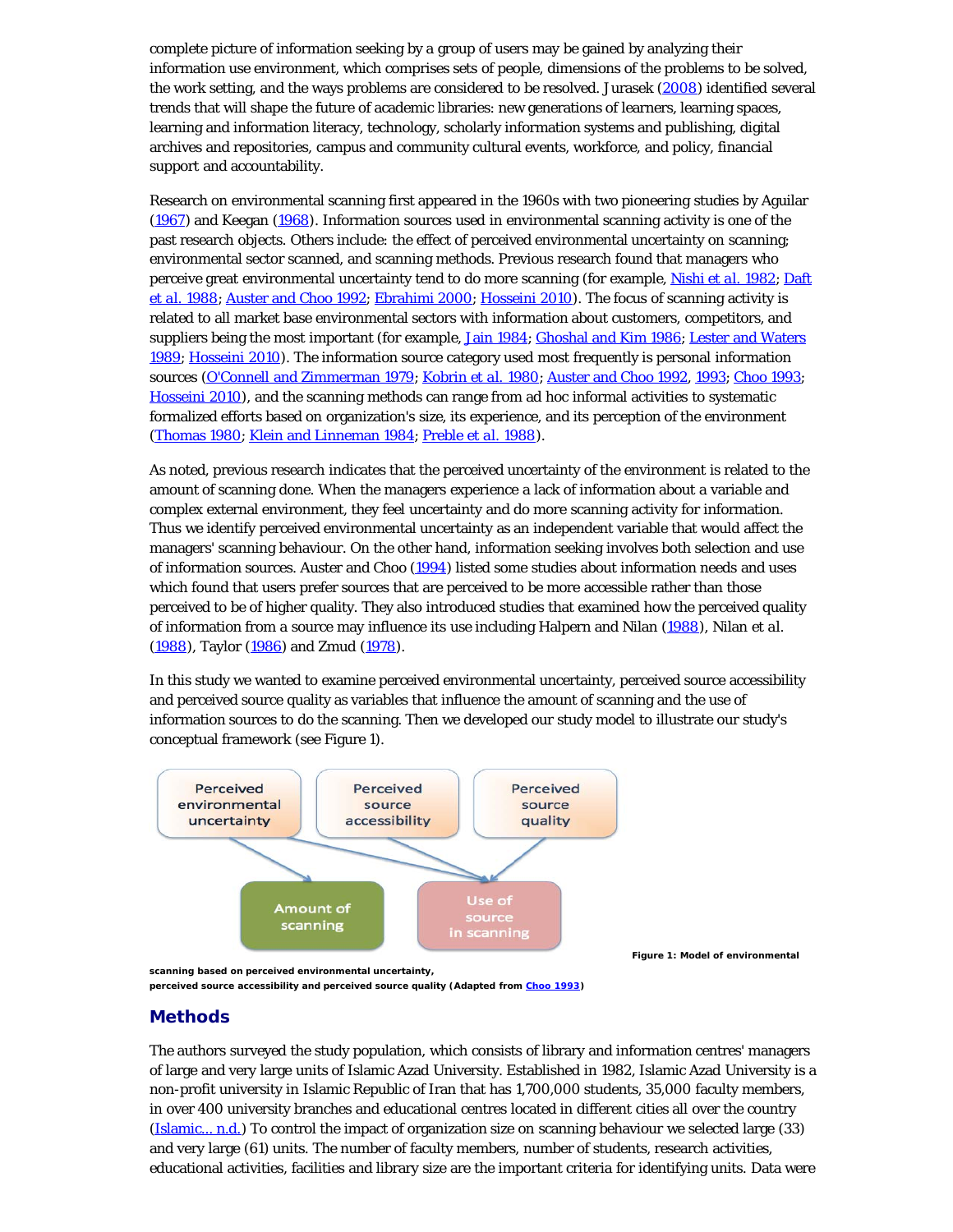complete picture of information seeking by a group of users may be gained by analyzing their information use environment, which comprises sets of people, dimensions of the problems to be solved, the work setting, and the ways problems are considered to be resolved. Jurasek (2008) identified several trends that will shape the future of academic libraries: new generations of learners, learning spaces, learning and information literacy, technology, scholarly information systems and publishing, digital archives and repositories, campus and community cultural events, workforce, and policy, financial support and accountability.

Research on environmental scanning first appeared in the 1960s with two pioneering studies by Aguilar (1967) and Keegan (1968). Information sources used in environmental scanning activity is one of the past research objects. Others include: the effect of perceived environmental uncertainty on scanning; environmental sector scanned, and scanning methods. Previous research found that managers who perceive great environmental uncertainty tend to do more scanning (for example, Nishi et al. 1982; Daft et al. 1988; Auster and Choo 1992; Ebrahimi 2000; Hosseini 2010). The focus of scanning activity is related to all market base environmental sectors with information about customers, competitors, and suppliers being the most important (for example, Jain 1984; Ghoshal and Kim 1986; Lester and Waters 1989; Hosseini 2010). The information source category used most frequently is personal information sources (O'Connell and Zimmerman 1979; Kobrin et al. 1980; Auster and Choo 1992, 1993; Choo 1993; Hosseini 2010), and the scanning methods can range from ad hoc informal activities to systematic formalized efforts based on organization's size, its experience, and its perception of the environment (Thomas 1980; Klein and Linneman 1984; Preble et al. 1988).

As noted, previous research indicates that the perceived uncertainty of the environment is related to the amount of scanning done. When the managers experience a lack of information about a variable and complex external environment, they feel uncertainty and do more scanning activity for information. Thus we identify perceived environmental uncertainty as an independent variable that would affect the managers' scanning behaviour. On the other hand, information seeking involves both selection and use of information sources. Auster and Choo (1994) listed some studies about information needs and uses which found that users prefer sources that are perceived to be more accessible rather than those perceived to be of higher quality. They also introduced studies that examined how the perceived quality of information from a source may influence its use including Halpern and Nilan (1988), Nilan et al. (1988), Taylor (1986) and Zmud (1978).

In this study we wanted to examine perceived environmental uncertainty, perceived source accessibility and perceived source quality as variables that influence the amount of scanning and the use of information sources to do the scanning. Then we developed our study model to illustrate our study's conceptual framework (see Figure 1).

Perceived environmental uncertainty | Perceived source accessibility | Perceived source quality

Amount of scanning | Use of source in scanning

**Figure 1: Model of environmental scanning based on perceived environmental uncertainty, perceived source accessibility and perceived source quality (Adapted from Choo 1993)**

## Methods

The authors surveyed the study population, which consists of library and information centres' managers of large and very large units of Islamic Azad University. Established in 1982, Islamic Azad University is a non-profit university in Islamic Republic of Iran that has 1,700,000 students, 35,000 faculty members, in over 400 university branches and educational centres located in different cities all over the country (Islamic... n.d.) To control the impact of organization size on scanning behaviour we selected large (33) and very large (61) units. The number of faculty members, number of students, research activities, educational activities, facilities and library size are the important criteria for identifying units. Data were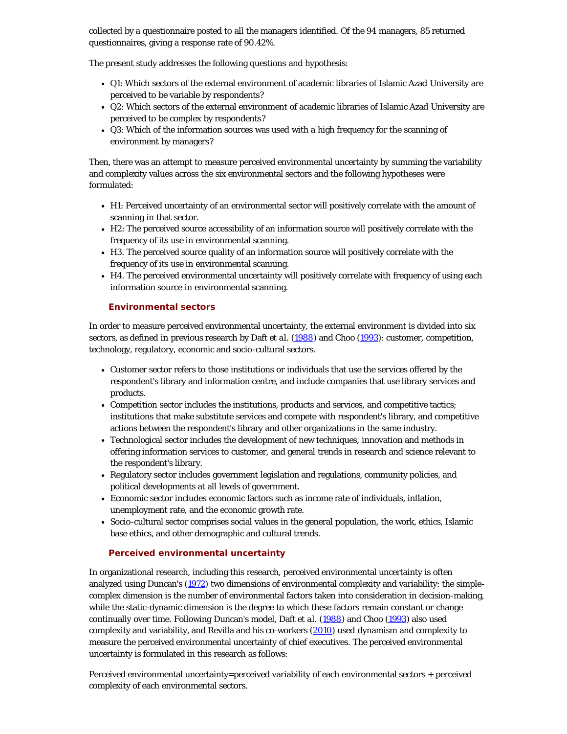collected by a questionnaire posted to all the managers identified. Of the 94 managers, 85 returned questionnaires, giving a response rate of 90.42%.

The present study addresses the following questions and hypothesis:

- Q1: Which sectors of the external environment of academic libraries of Islamic Azad University are perceived to be variable by respondents?
- Q2: Which sectors of the external environment of academic libraries of Islamic Azad University are perceived to be complex by respondents?
- Q3: Which of the information sources was used with a high frequency for the scanning of environment by managers?

Then, there was an attempt to measure perceived environmental uncertainty by summing the variability and complexity values across the six environmental sectors and the following hypotheses were formulated:

- H1: Perceived uncertainty of an environmental sector will positively correlate with the amount of scanning in that sector.
- H2: The perceived source accessibility of an information source will positively correlate with the frequency of its use in environmental scanning.
- H3. The perceived source quality of an information source will positively correlate with the frequency of its use in environmental scanning.
- H4. The perceived environmental uncertainty will positively correlate with frequency of using each information source in environmental scanning.

## Environmental sectors

In order to measure perceived environmental uncertainty, the external environment is divided into six sectors, as defined in previous research by Daft et al. (1988) and Choo (1993): customer, competition, technology, regulatory, economic and socio-cultural sectors.

- Customer sector refers to those institutions or individuals that use the services offered by the respondent's library and information centre, and include companies that use library services and products.
- Competition sector includes the institutions, products and services, and competitive tactics; institutions that make substitute services and compete with respondent's library, and competitive actions between the respondent's library and other organizations in the same industry.
- Technological sector includes the development of new techniques, innovation and methods in offering information services to customer, and general trends in research and science relevant to the respondent's library.
- Regulatory sector includes government legislation and regulations, community policies, and political developments at all levels of government.
- Economic sector includes economic factors such as income rate of individuals, inflation, unemployment rate, and the economic growth rate.
- Socio-cultural sector comprises social values in the general population, the work, ethics, Islamic base ethics, and other demographic and cultural trends.

## Perceived environmental uncertainty

In organizational research, including this research, perceived environmental uncertainty is often analyzed using Duncan's (1972) two dimensions of environmental complexity and variability: the simple-complex dimension is the number of environmental factors taken into consideration in decision-making, while the static-dynamic dimension is the degree to which these factors remain constant or change continually over time. Following Duncan's model, Daft et al. (1988) and Choo (1993) also used complexity and variability, and Revilla and his co-workers (2010) used dynamism and complexity to measure the perceived environmental uncertainty of chief executives. The perceived environmental uncertainty is formulated in this research as follows:

Perceived environmental uncertainty=perceived variability of each environmental sectors + perceived complexity of each environmental sectors.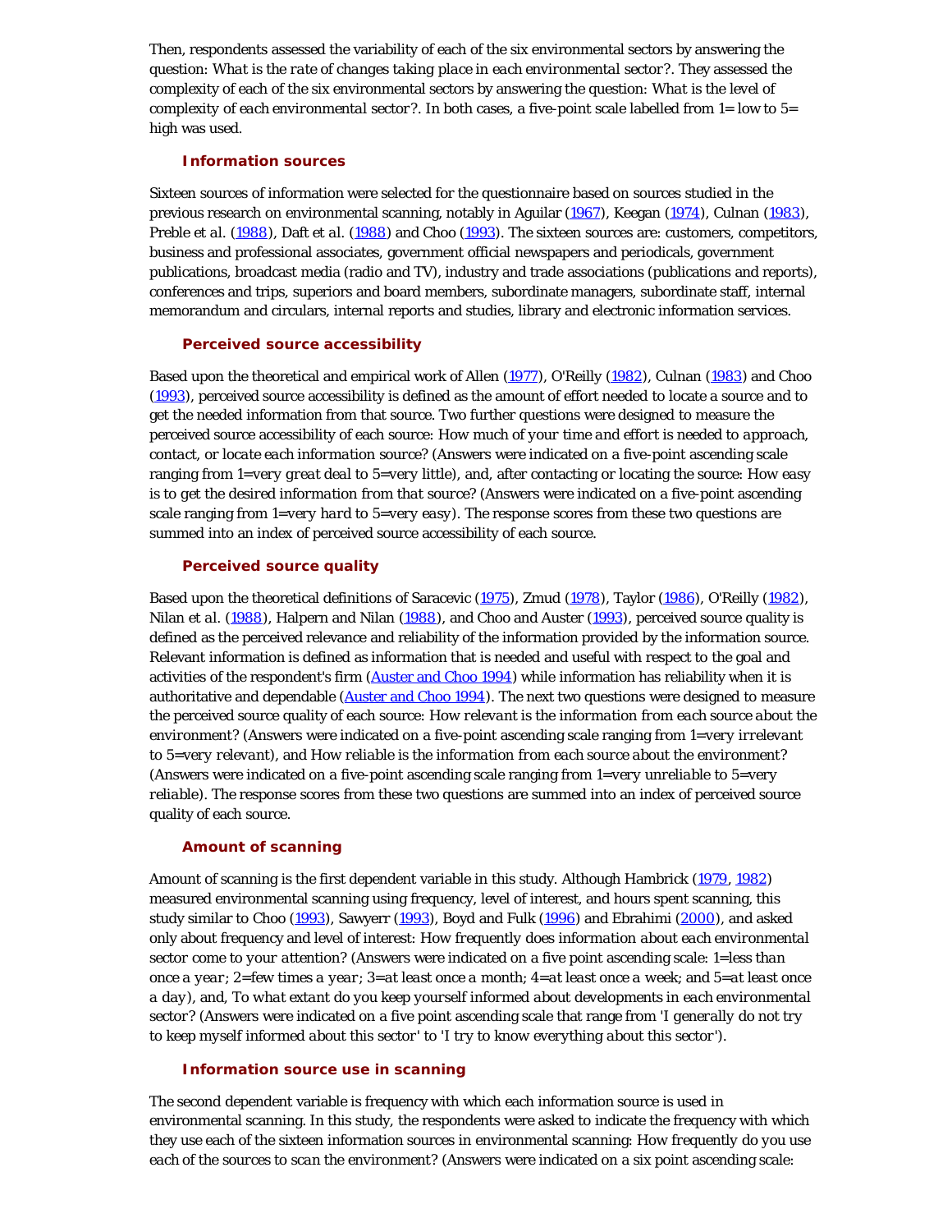Then, respondents assessed the variability of each of the six environmental sectors by answering the question: *What is the rate of changes taking place in each environmental sector?*. They assessed the complexity of each of the six environmental sectors by answering the question: *What is the level of complexity of each environmental sector?*. In both cases, a five-point scale labelled from 1= *low* to 5= *high* was used.

### Information sources

Sixteen sources of information were selected for the questionnaire based on sources studied in the previous research on environmental scanning, notably in Aguilar (1967), Keegan (1974), Culnan (1983), Preble *et al.* (1988), Daft *et al.* (1988) and Choo (1993). The sixteen sources are: customers, competitors, business and professional associates, government official newspapers and periodicals, government publications, broadcast media (radio and TV), industry and trade associations (publications and reports), conferences and trips, superiors and board members, subordinate managers, subordinate staff, internal memorandum and circulars, internal reports and studies, library and electronic information services.

### Perceived source accessibility

Based upon the theoretical and empirical work of Allen (1977), O'Reilly (1982), Culnan (1983) and Choo (1993), perceived source accessibility is defined as the amount of effort needed to locate a source and to get the needed information from that source. Two further questions were designed to measure the perceived source accessibility of each source: *How much of your time and effort is needed to approach, contact, or locate each information source?* (Answers were indicated on a five-point ascending scale ranging from 1=*very great deal* to 5=*very little*), and, after contacting or locating the source: *How easy is to get the desired information from that source?* (Answers were indicated on a five-point ascending scale ranging from 1=*very hard* to 5=*very easy*). The response scores from these two questions are summed into an index of perceived source accessibility of each source.

### Perceived source quality

Based upon the theoretical definitions of Saracevic (1975), Zmud (1978), Taylor (1986), O'Reilly (1982), Nilan et *al.* (1988), Halpern and Nilan (1988), and Choo and Auster (1993), perceived source quality is defined as the perceived relevance and reliability of the information provided by the information source. Relevant information is defined as information that is needed and useful with respect to the goal and activities of the respondent's firm (Auster and Choo 1994) while information has reliability when it is authoritative and dependable (Auster and Choo 1994). The next two questions were designed to measure the perceived source quality of each source: *How relevant is the information from each source about the environment?* (Answers were indicated on a five-point ascending scale ranging from 1=*very irrelevant* to 5=*very relevant*), and *How reliable is the information from each source about the environment?* (Answers were indicated on a five-point ascending scale ranging from 1=*very unreliable* to 5=*very reliable*). The response scores from these two questions are summed into an index of perceived source quality of each source.

### Amount of scanning

Amount of scanning is the first dependent variable in this study. Although Hambrick (1979, 1982) measured environmental scanning using frequency, level of interest, and hours spent scanning, this study similar to Choo (1993), Sawyerr (1993), Boyd and Fulk (1996) and Ebrahimi (2000), and asked only about frequency and level of interest: *How frequently does information about each environmental sector come to your attention?* (Answers were indicated on a five point ascending scale: 1=*less than once a year*; 2=*few times a year*; 3=*at least once a month*; 4=*at least once a week*; and 5=*at least once a day*), and, *To what extant do you keep yourself informed about developments in each environmental sector?* (Answers were indicated on a five point ascending scale that range from '*I generally do not try to keep myself informed about this sector*' to '*I try to know everything about this sector*').

### Information source use in scanning

The second dependent variable is frequency with which each information source is used in environmental scanning. In this study, the respondents were asked to indicate the frequency with which they use each of the sixteen information sources in environmental scanning: *How frequently do you use each of the sources to scan the environment?* (Answers were indicated on a six point ascending scale: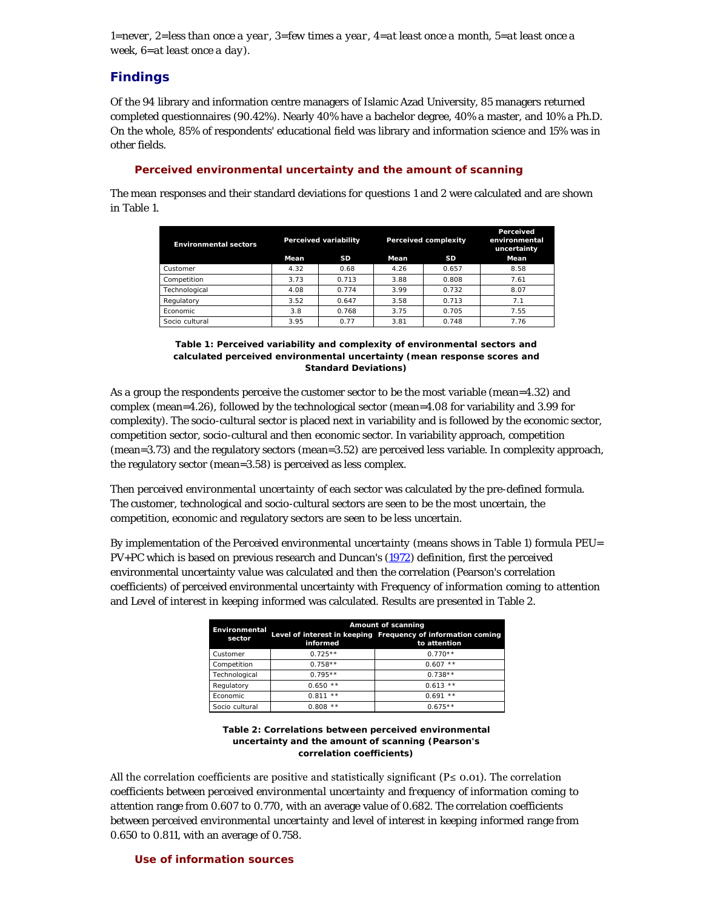1=*never*, 2=*less than once a year*, 3=*few times a year*, 4=*at least once a month*, 5=*at least once a week*, 6=*at least once a day*).

## Findings

Of the 94 library and information centre managers of Islamic Azad University, 85 managers returned completed questionnaires (90.42%). Nearly 40% have a bachelor degree, 40% a master, and 10% a Ph.D. On the whole, 85% of respondents' educational field was library and information science and 15% was in other fields.

### Perceived environmental uncertainty and the amount of scanning

The mean responses and their standard deviations for questions 1 and 2 were calculated and are shown in Table 1.

| Environmental sectors | Perceived variability | | Perceived complexity | | Perceived environmental uncertainty |
|---|---|---|---|---|---|
| | Mean | SD | Mean | SD | Mean |
| Customer | 4.32 | 0.68 | 4.26 | 0.657 | 8.58 |
| Competition | 3.73 | 0.713 | 3.88 | 0.808 | 7.61 |
| Technological | 4.08 | 0.774 | 3.99 | 0.732 | 8.07 |
| Regulatory | 3.52 | 0.647 | 3.58 | 0.713 | 7.1 |
| Economic | 3.8 | 0.768 | 3.75 | 0.705 | 7.55 |
| Socio cultural | 3.95 | 0.77 | 3.81 | 0.748 | 7.76 |

**Table 1: Perceived variability and complexity of environmental sectors and calculated perceived environmental uncertainty (mean response scores and Standard Deviations)**

As a group the respondents perceive the customer sector to be the most variable (mean=4.32) and complex (mean=4.26), followed by the technological sector (mean=4.08 for variability and 3.99 for complexity). The socio-cultural sector is placed next in variability and is followed by the economic sector, competition sector, socio-cultural and then economic sector. In variability approach, competition (mean=3.73) and the regulatory sectors (mean=3.52) are perceived less variable. In complexity approach, the regulatory sector (mean=3.58) is perceived as less complex.

Then *perceived environmental uncertainty* of each sector was calculated by the pre-defined formula. The customer, technological and socio-cultural sectors are seen to be the most uncertain, the competition, economic and regulatory sectors are seen to be less uncertain.

By implementation of the *Perceived environmental uncertainty* (means shows in Table 1) formula PEU= PV+PC which is based on previous research and Duncan's (1972) definition, first the perceived environmental uncertainty value was calculated and then the correlation (Pearson's correlation coefficients) of perceived environmental uncertainty with *Frequency of information coming to attention* and *Level of interest in keeping informed* was calculated. Results are presented in Table 2.

| Environmental sector | Amount of scanning | |
|---|---|---|
| | Level of interest in keeping informed | Frequency of information coming to attention |
| Customer | 0.725** | 0.770** |
| Competition | 0.758** | 0.607 ** |
| Technological | 0.795** | 0.738** |
| Regulatory | 0.650 ** | 0.613 ** |
| Economic | 0.811 ** | 0.691 ** |
| Socio cultural | 0.808 ** | 0.675** |

**Table 2: Correlations between perceived environmental uncertainty and the amount of scanning (Pearson's correlation coefficients)**

All the correlation coefficients are positive and statistically significant ($P \leq 0.01$). The correlation coefficients between *perceived environmental uncertainty* and *frequency of information coming to attention* range from 0.607 to 0.770, with an average value of 0.682. The correlation coefficients between *perceived environmental uncertainty* and *level of interest in keeping informed* range from 0.650 to 0.811, with an average of 0.758.

### Use of information sources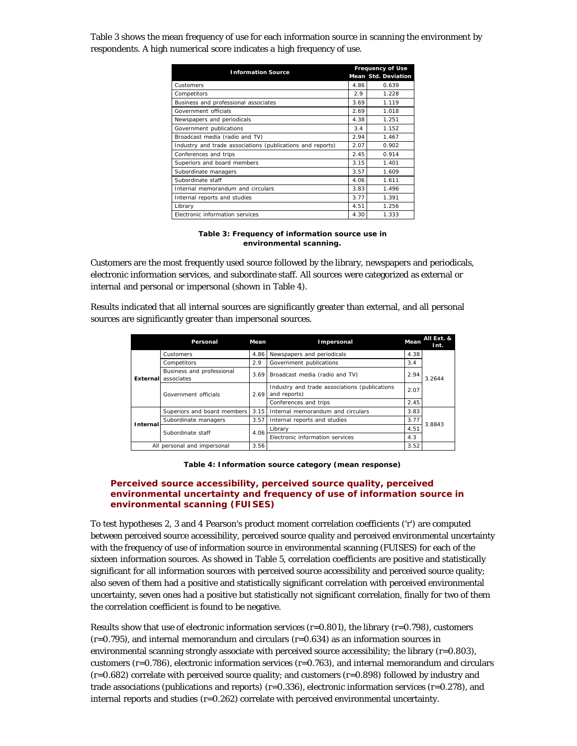Table 3 shows the mean frequency of use for each information source in scanning the environment by respondents. A high numerical score indicates a high frequency of use.

| Information Source | Frequency of Use | |
|---|---|---|
| | Mean | Std. Deviation |
| Customers | 4.86 | 0.639 |
| Competitors | 2.9 | 1.228 |
| Business and professional associates | 3.69 | 1.119 |
| Government officials | 2.69 | 1.018 |
| Newspapers and periodicals | 4.38 | 1.251 |
| Government publications | 3.4 | 1.152 |
| Broadcast media (radio and TV) | 2.94 | 1.467 |
| Industry and trade associations (publications and reports) | 2.07 | 0.902 |
| Conferences and trips | 2.45 | 0.914 |
| Superiors and board members | 3.15 | 1.401 |
| Subordinate managers | 3.57 | 1.609 |
| Subordinate staff | 4.06 | 1.611 |
| Internal memorandum and circulars | 3.83 | 1.496 |
| Internal reports and studies | 3.77 | 1.391 |
| Library | 4.51 | 1.256 |
| Electronic information services | 4.30 | 1.333 |

**Table 3: Frequency of information source use in environmental scanning.**

Customers are the most frequently used source followed by the library, newspapers and periodicals, electronic information services, and subordinate staff. All sources were categorized as external or internal and personal or impersonal (shown in Table 4).

Results indicated that all internal sources are significantly greater than external, and all personal sources are significantly greater than impersonal sources.

| | Personal | Mean | Impersonal | Mean | All Ext. & Int. |
|---|---|---|---|---|---|
| External | Customers | 4.86 | Newspapers and periodicals | 4.38 | 3.2644 |
| | Competitors | 2.9 | Government publications | 3.4 | |
| | Business and professional associates | 3.69 | Broadcast media (radio and TV) | 2.94 | |
| | Government officials | 2.69 | Industry and trade associations (publications and reports) | 2.07 | |
| | | | Conferences and trips | 2.45 | |
| Internal | Superiors and board members | 3.15 | Internal memorandum and circulars | 3.83 | 3.8843 |
| | Subordinate managers | 3.57 | Internal reports and studies | 3.77 | |
| | Subordinate staff | 4.06 | Library | 4.51 | |
| | | | Electronic information services | 4.3 | |
| All personal and impersonal | | 3.56 | | 3.52 | |

**Table 4: Information source category (mean response)**

### Perceived source accessibility, perceived source quality, perceived environmental uncertainty and frequency of use of information source in environmental scanning (FUISES)

To test hypotheses 2, 3 and 4 Pearson's product moment correlation coefficients ('r') are computed between perceived source accessibility, perceived source quality and perceived environmental uncertainty with the frequency of use of information source in environmental scanning (FUISES) for each of the sixteen information sources. As showed in Table 5, correlation coefficients are positive and statistically significant for all information sources with perceived source accessibility and perceived source quality; also seven of them had a positive and statistically significant correlation with perceived environmental uncertainty, seven ones had a positive but statistically not significant correlation, finally for two of them the correlation coefficient is found to be negative.

Results show that use of electronic information services ($r=0.801$), the library ($r=0.798$), customers ($r=0.795$), and internal memorandum and circulars ($r=0.634$) as an information sources in environmental scanning strongly associate with perceived source accessibility; the library ($r=0.803$), customers ($r=0.786$), electronic information services ($r=0.763$), and internal memorandum and circulars ($r=0.682$) correlate with perceived source quality; and customers ($r=0.898$) followed by industry and trade associations (publications and reports) ($r=0.336$), electronic information services ($r=0.278$), and internal reports and studies ($r=0.262$) correlate with perceived environmental uncertainty.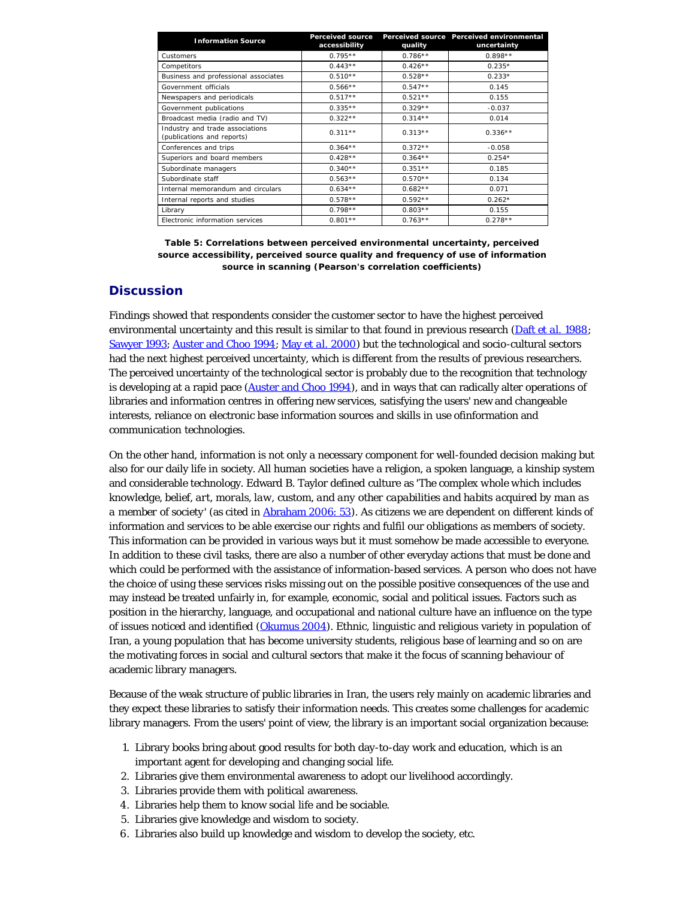| Information Source | Perceived source accessibility | Perceived source quality | Perceived environmental uncertainty |
|---|---|---|---|
| Customers | 0.795** | 0.786** | 0.898** |
| Competitors | 0.443** | 0.426** | 0.235* |
| Business and professional associates | 0.510** | 0.528** | 0.233* |
| Government officials | 0.566** | 0.547** | 0.145 |
| Newspapers and periodicals | 0.517** | 0.521** | 0.155 |
| Government publications | 0.335** | 0.329** | -0.037 |
| Broadcast media (radio and TV) | 0.322** | 0.314** | 0.014 |
| Industry and trade associations (publications and reports) | 0.311** | 0.313** | 0.336** |
| Conferences and trips | 0.364** | 0.372** | -0.058 |
| Superiors and board members | 0.428** | 0.364** | 0.254* |
| Subordinate managers | 0.340** | 0.351** | 0.185 |
| Subordinate staff | 0.563** | 0.570** | 0.134 |
| Internal memorandum and circulars | 0.634** | 0.682** | 0.071 |
| Internal reports and studies | 0.578** | 0.592** | 0.262* |
| Library | 0.798** | 0.803** | 0.155 |
| Electronic information services | 0.801** | 0.763** | 0.278** |

**Table 5: Correlations between perceived environmental uncertainty, perceived source accessibility, perceived source quality and frequency of use of information source in scanning (Pearson's correlation coefficients)**

## Discussion

Findings showed that respondents consider the customer sector to have the highest perceived environmental uncertainty and this result is similar to that found in previous research (Daft *et al.* 1988; Sawyer 1993; Auster and Choo 1994; May *et al.* 2000) but the technological and socio-cultural sectors had the next highest perceived uncertainty, which is different from the results of previous researchers. The perceived uncertainty of the technological sector is probably due to the recognition that technology is developing at a rapid pace (Auster and Choo 1994), and in ways that can radically alter operations of libraries and information centres in offering new services, satisfying the users' new and changeable interests, reliance on electronic base information sources and skills in use ofinformation and communication technologies.

On the other hand, information is not only a necessary component for well-founded decision making but also for our daily life in society. All human societies have a religion, a spoken language, a kinship system and considerable technology. Edward B. Taylor defined culture as '*The complex whole which includes knowledge, belief, art, morals, law, custom, and any other capabilities and habits acquired by man as a member of society*' (as cited in Abraham 2006: 53). As citizens we are dependent on different kinds of information and services to be able exercise our rights and fulfil our obligations as members of society. This information can be provided in various ways but it must somehow be made accessible to everyone. In addition to these civil tasks, there are also a number of other everyday actions that must be done and which could be performed with the assistance of information-based services. A person who does not have the choice of using these services risks missing out on the possible positive consequences of the use and may instead be treated unfairly in, for example, economic, social and political issues. Factors such as position in the hierarchy, language, and occupational and national culture have an influence on the type of issues noticed and identified (Okumus 2004). Ethnic, linguistic and religious variety in population of Iran, a young population that has become university students, religious base of learning and so on are the motivating forces in social and cultural sectors that make it the focus of scanning behaviour of academic library managers.

Because of the weak structure of public libraries in Iran, the users rely mainly on academic libraries and they expect these libraries to satisfy their information needs. This creates some challenges for academic library managers. From the users' point of view, the library is an important social organization because:

1. Library books bring about good results for both day-to-day work and education, which is an important agent for developing and changing social life.
2. Libraries give them environmental awareness to adopt our livelihood accordingly.
3. Libraries provide them with political awareness.
4. Libraries help them to know social life and be sociable.
5. Libraries give knowledge and wisdom to society.
6. Libraries also build up knowledge and wisdom to develop the society, etc.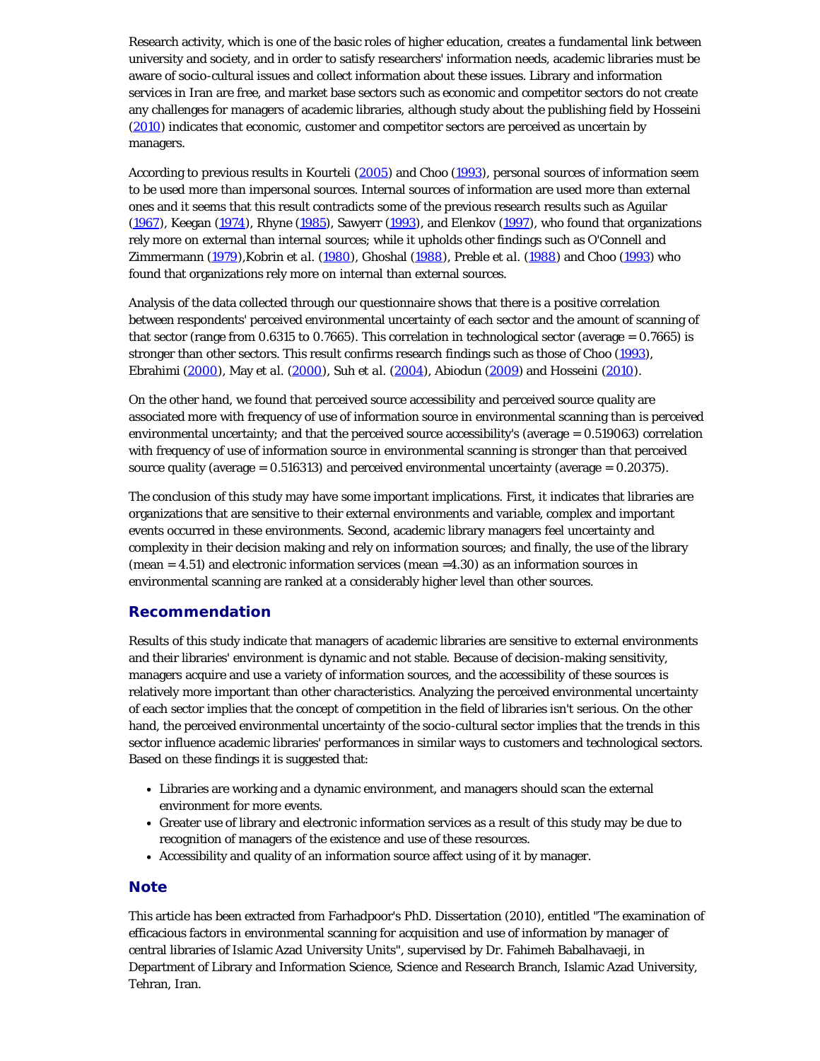Research activity, which is one of the basic roles of higher education, creates a fundamental link between university and society, and in order to satisfy researchers' information needs, academic libraries must be aware of socio-cultural issues and collect information about these issues. Library and information services in Iran are free, and market base sectors such as economic and competitor sectors do not create any challenges for managers of academic libraries, although study about the publishing field by Hosseini (2010) indicates that economic, customer and competitor sectors are perceived as uncertain by managers.

According to previous results in Kourteli (2005) and Choo (1993), personal sources of information seem to be used more than impersonal sources. Internal sources of information are used more than external ones and it seems that this result contradicts some of the previous research results such as Aguilar (1967), Keegan (1974), Rhyne (1985), Sawyerr (1993), and Elenkov (1997), who found that organizations rely more on external than internal sources; while it upholds other findings such as O'Connell and Zimmermann (1979),Kobrin *et al.* (1980), Ghoshal (1988), Preble *et al.* (1988) and Choo (1993) who found that organizations rely more on internal than external sources.

Analysis of the data collected through our questionnaire shows that there is a positive correlation between respondents' perceived environmental uncertainty of each sector and the amount of scanning of that sector (range from 0.6315 to 0.7665). This correlation in technological sector (average = 0.7665) is stronger than other sectors. This result confirms research findings such as those of Choo (1993), Ebrahimi (2000), May *et al.* (2000), Suh *et al.* (2004), Abiodun (2009) and Hosseini (2010).

On the other hand, we found that perceived source accessibility and perceived source quality are associated more with frequency of use of information source in environmental scanning than is perceived environmental uncertainty; and that the perceived source accessibility's (average = 0.519063) correlation with frequency of use of information source in environmental scanning is stronger than that perceived source quality (average = 0.516313) and perceived environmental uncertainty (average = 0.20375).

The conclusion of this study may have some important implications. First, it indicates that libraries are organizations that are sensitive to their external environments and variable, complex and important events occurred in these environments. Second, academic library managers feel uncertainty and complexity in their decision making and rely on information sources; and finally, the use of the library (mean = 4.51) and electronic information services (mean =4.30) as an information sources in environmental scanning are ranked at a considerably higher level than other sources.

## Recommendation

Results of this study indicate that managers of academic libraries are sensitive to external environments and their libraries' environment is dynamic and not stable. Because of decision-making sensitivity, managers acquire and use a variety of information sources, and the accessibility of these sources is relatively more important than other characteristics. Analyzing the perceived environmental uncertainty of each sector implies that the concept of competition in the field of libraries isn't serious. On the other hand, the perceived environmental uncertainty of the socio-cultural sector implies that the trends in this sector influence academic libraries' performances in similar ways to customers and technological sectors. Based on these findings it is suggested that:

- Libraries are working and a dynamic environment, and managers should scan the external environment for more events.
- Greater use of library and electronic information services as a result of this study may be due to recognition of managers of the existence and use of these resources.
- Accessibility and quality of an information source affect using of it by manager.

## Note

This article has been extracted from Farhadpoor's PhD. Dissertation (2010), entitled "The examination of efficacious factors in environmental scanning for acquisition and use of information by manager of central libraries of Islamic Azad University Units", supervised by Dr. Fahimeh Babalhavaeji, in Department of Library and Information Science, Science and Research Branch, Islamic Azad University, Tehran, Iran.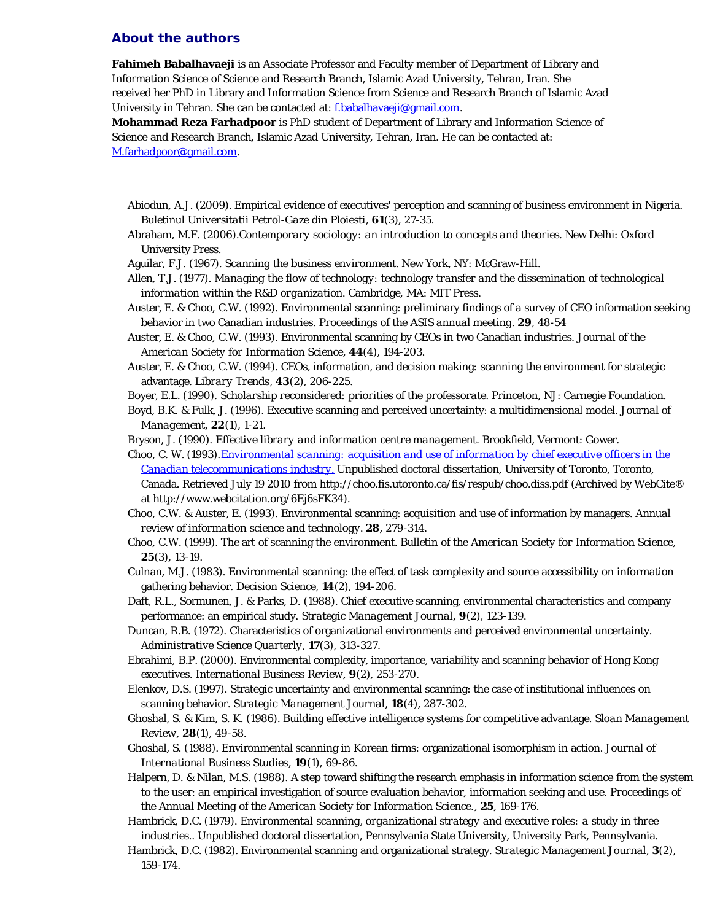## About the authors

**Fahimeh Babalhavaeji** is an Associate Professor and Faculty member of Department of Library and Information Science of Science and Research Branch, Islamic Azad University, Tehran, Iran. She received her PhD in Library and Information Science from Science and Research Branch of Islamic Azad University in Tehran. She can be contacted at: f.babalhavaeji@gmail.com.
**Mohammad Reza Farhadpoor** is PhD student of Department of Library and Information Science of Science and Research Branch, Islamic Azad University, Tehran, Iran. He can be contacted at: M.farhadpoor@gmail.com.

- Abiodun, A.J. (2009). Empirical evidence of executives' perception and scanning of business environment in Nigeria. *Buletinul Universitatii Petrol-Gaze din Ploiesti*, **61**(3), 27-35.
- Abraham, M.F. (2006).*Contemporary sociology: an introduction to concepts and theories*. New Delhi: Oxford University Press.
- Aguilar, F.J. (1967). *Scanning the business environment*. New York, NY: McGraw-Hill.
- Allen, T.J. (1977). *Managing the flow of technology: technology transfer and the dissemination of technological information within the R&D organization*. Cambridge, MA: MIT Press.
- Auster, E. & Choo, C.W. (1992). Environmental scanning: preliminary findings of a survey of CEO information seeking behavior in two Canadian industries. *Proceedings of the ASIS annual meeting*. **29**, 48-54
- Auster, E. & Choo, C.W. (1993). Environmental scanning by CEOs in two Canadian industries. *Journal of the American Society for Information Science*, **44**(4), 194-203.
- Auster, E. & Choo, C.W. (1994). CEOs, information, and decision making: scanning the environment for strategic advantage. *Library Trends*, **43**(2), 206-225.
- Boyer, E.L. (1990). *Scholarship reconsidered: priorities of the professorate*. Princeton, NJ: Carnegie Foundation.
- Boyd, B.K. & Fulk, J. (1996). Executive scanning and perceived uncertainty: a multidimensional model. *Journal of Management*, **22**(1), 1-21.
- Bryson, J. (1990). *Effective library and information centre management*. Brookfield, Vermont: Gower.
- Choo, C. W. (1993).*Environmental scanning: acquisition and use of information by chief executive officers in the Canadian telecommunications industry.* Unpublished doctoral dissertation, University of Toronto, Toronto, Canada. Retrieved July 19 2010 from http://choo.fis.utoronto.ca/fis/respub/choo.diss.pdf (Archived by WebCite® at http://www.webcitation.org/6Ej6sFK34).
- Choo, C.W. & Auster, E. (1993). Environmental scanning: acquisition and use of information by managers. *Annual review of information science and technology*. **28**, 279-314.
- Choo, C.W. (1999). The art of scanning the environment. *Bulletin of the American Society for Information Science*, **25**(3), 13-19.
- Culnan, M.J. (1983). Environmental scanning: the effect of task complexity and source accessibility on information gathering behavior. *Decision Science*, **14**(2), 194-206.
- Daft, R.L., Sormunen, J. & Parks, D. (1988). Chief executive scanning, environmental characteristics and company performance: an empirical study. *Strategic Management Journal*, **9**(2), 123-139.
- Duncan, R.B. (1972). Characteristics of organizational environments and perceived environmental uncertainty. *Administrative Science Quarterly*, **17**(3), 313-327.
- Ebrahimi, B.P. (2000). Environmental complexity, importance, variability and scanning behavior of Hong Kong executives. *International Business Review*, **9**(2), 253-270.
- Elenkov, D.S. (1997). Strategic uncertainty and environmental scanning: the case of institutional influences on scanning behavior. *Strategic Management Journal*, **18**(4), 287-302.
- Ghoshal, S. & Kim, S. K. (1986). Building effective intelligence systems for competitive advantage. *Sloan Management Review*, **28**(1), 49-58.
- Ghoshal, S. (1988). Environmental scanning in Korean firms: organizational isomorphism in action. *Journal of International Business Studies*, **19**(1), 69-86.
- Halpern, D. & Nilan, M.S. (1988). A step toward shifting the research emphasis in information science from the system to the user: an empirical investigation of source evaluation behavior, information seeking and use. *Proceedings of the Annual Meeting of the American Society for Information Science.*, **25**, 169-176.
- Hambrick, D.C. (1979). *Environmental scanning, organizational strategy and executive roles: a study in three industries.*. Unpublished doctoral dissertation, Pennsylvania State University, University Park, Pennsylvania.
- Hambrick, D.C. (1982). Environmental scanning and organizational strategy. *Strategic Management Journal*, **3**(2), 159-174.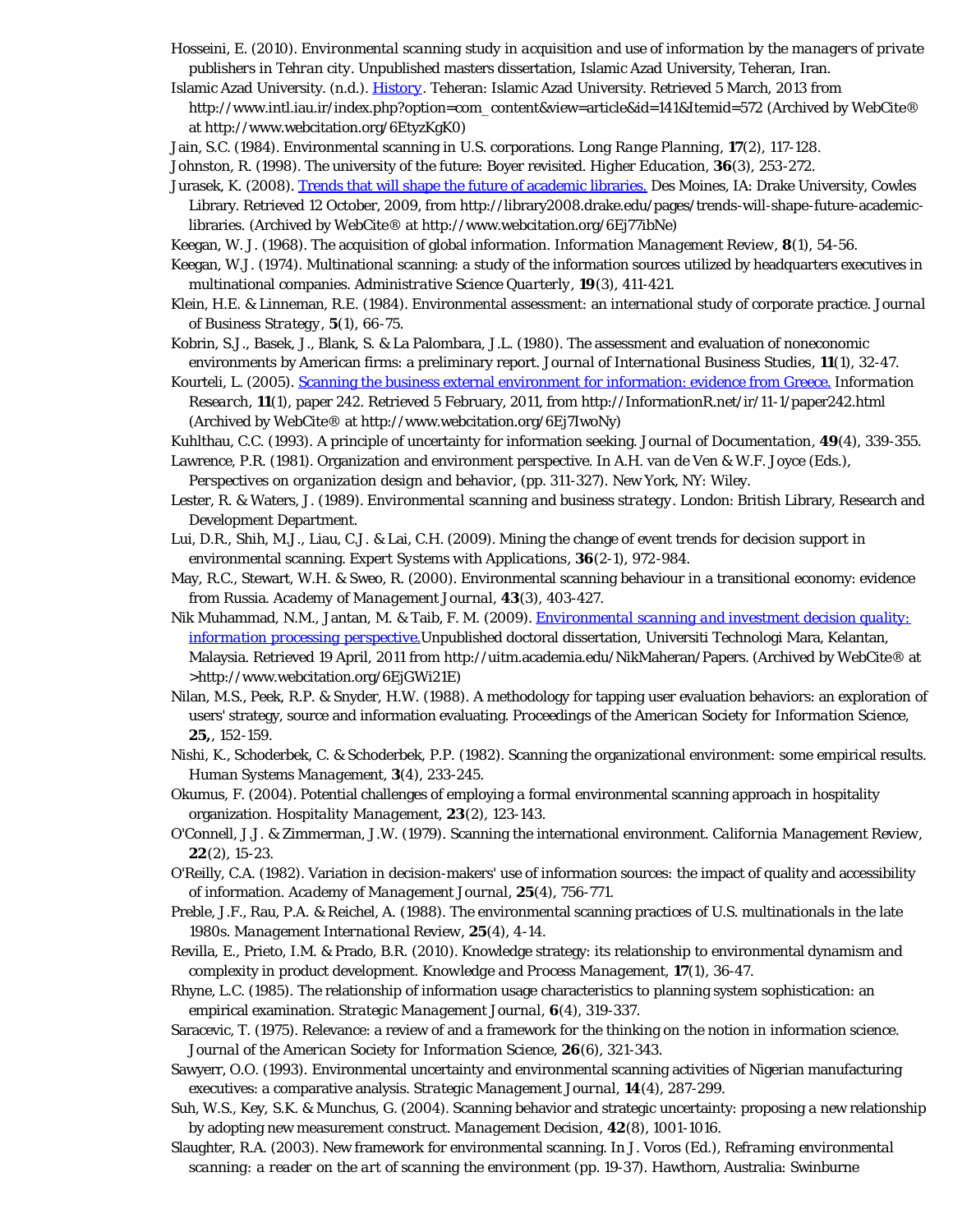Hosseini, E. (2010). *Environmental scanning study in acquisition and use of information by the managers of private publishers in Tehran city*. Unpublished masters dissertation, Islamic Azad University, Teheran, Iran.

Islamic Azad University. (n.d.). [History](http://www.intl.iau.ir/index.php?option=com_content&view=article&id=141&Itemid=572). Teheran: Islamic Azad University. Retrieved 5 March, 2013 from http://www.intl.iau.ir/index.php?option=com_ content&view=article&id=141&Itemid=572 (Archived by WebCite® at http://www.webcitation.org/6EtyzKgK0)

Jain, S.C. (1984). Environmental scanning in U.S. corporations. *Long Range Planning*, **17**(2), 117-128.

Johnston, R. (1998). The university of the future: Boyer revisited. *Higher Education*, **36**(3), 253-272.

Jurasek, K. (2008). [Trends that will shape the future of academic libraries.](http://library2008.drake.edu/pages/trends-will-shape-future-academic-libraries) Des Moines, IA: Drake University, Cowles Library. Retrieved 12 October, 2009, from http://library2008.drake.edu/pages/trends-will-shape-future-academic-libraries. (Archived by WebCite® at http://www.webcitation.org/6Ej77ibNe)

Keegan, W. J. (1968). The acquisition of global information. *Information Management Review*, **8**(1), 54-56.

Keegan, W.J. (1974). Multinational scanning: a study of the information sources utilized by headquarters executives in multinational companies. *Administrative Science Quarterly*, **19**(3), 411-421.

Klein, H.E. & Linneman, R.E. (1984). Environmental assessment: an international study of corporate practice. *Journal of Business Strategy*, **5**(1), 66-75.

Kobrin, S.J., Basek, J., Blank, S. & La Palombara, J.L. (1980). The assessment and evaluation of noneconomic environments by American firms: a preliminary report. *Journal of International Business Studies*, **11**(1), 32-47.

Kourteli, L. (2005). [Scanning the business external environment for information: evidence from Greece.](http://InformationR.net/ir/11-1/paper242.html) *Information Research*, **11**(1), paper 242. Retrieved 5 February, 2011, from http://InformationR.net/ir/11-1/paper242.html (Archived by WebCite® at http://www.webcitation.org/6Ej7IwoNy)

Kuhlthau, C.C. (1993). A principle of uncertainty for information seeking. *Journal of Documentation*, **49**(4), 339-355.

Lawrence, P.R. (1981). Organization and environment perspective. In A.H. van de Ven & W.F. Joyce (Eds.), *Perspectives on organization design and behavior*, (pp. 311-327). New York, NY: Wiley.

Lester, R. & Waters, J. (1989). *Environmental scanning and business strategy*. London: British Library, Research and Development Department.

Lui, D.R., Shih, M.J., Liau, C.J. & Lai, C.H. (2009). Mining the change of event trends for decision support in environmental scanning. *Expert Systems with Applications*, **36**(2-1), 972-984.

May, R.C., Stewart, W.H. & Sweo, R. (2000). Environmental scanning behaviour in a transitional economy: evidence from Russia. *Academy of Management Journal*, **43**(3), 403-427.

Nik Muhammad, N.M., Jantan, M. & Taib, F. M. (2009). [*Environmental scanning and investment decision quality: information processing perspective.*](http://uitm.academia.edu/NikMaheran/Papers)Unpublished doctoral dissertation, Universiti Technologi Mara, Kelantan, Malaysia. Retrieved 19 April, 2011 from http://uitm.academia.edu/NikMaheran/Papers. (Archived by WebCite® at >http://www.webcitation.org/6EjGWi21E)

Nilan, M.S., Peek, R.P. & Snyder, H.W. (1988). A methodology for tapping user evaluation behaviors: an exploration of users' strategy, source and information evaluating. *Proceedings of the American Society for Information Science*, **25,**, 152-159.

Nishi, K., Schoderbek, C. & Schoderbek, P.P. (1982). Scanning the organizational environment: some empirical results. *Human Systems Management*, **3**(4), 233-245.

Okumus, F. (2004). Potential challenges of employing a formal environmental scanning approach in hospitality organization. *Hospitality Management*, **23**(2), 123-143.

O'Connell, J.J. & Zimmerman, J.W. (1979). Scanning the international environment. *California Management Review*, **22**(2), 15-23.

O'Reilly, C.A. (1982). Variation in decision-makers' use of information sources: the impact of quality and accessibility of information. *Academy of Management Journal*, **25**(4), 756-771.

Preble, J.F., Rau, P.A. & Reichel, A. (1988). The environmental scanning practices of U.S. multinationals in the late 1980s. *Management International Review*, **25**(4), 4-14.

Revilla, E., Prieto, I.M. & Prado, B.R. (2010). Knowledge strategy: its relationship to environmental dynamism and complexity in product development. *Knowledge and Process Management*, **17**(1), 36-47.

Rhyne, L.C. (1985). The relationship of information usage characteristics to planning system sophistication: an empirical examination. *Strategic Management Journal*, **6**(4), 319-337.

Saracevic, T. (1975). Relevance: a review of and a framework for the thinking on the notion in information science. *Journal of the American Society for Information Science*, **26**(6), 321-343.

Sawyerr, O.O. (1993). Environmental uncertainty and environmental scanning activities of Nigerian manufacturing executives: a comparative analysis. *Strategic Management Journal*, **14**(4), 287-299.

Suh, W.S., Key, S.K. & Munchus, G. (2004). Scanning behavior and strategic uncertainty: proposing a new relationship by adopting new measurement construct. *Management Decision*, **42**(8), 1001-1016.

Slaughter, R.A. (2003). New framework for environmental scanning. In J. Voros (Ed.), *Reframing environmental scanning: a reader on the art of scanning the environment* (pp. 19-37). Hawthorn, Australia: Swinburne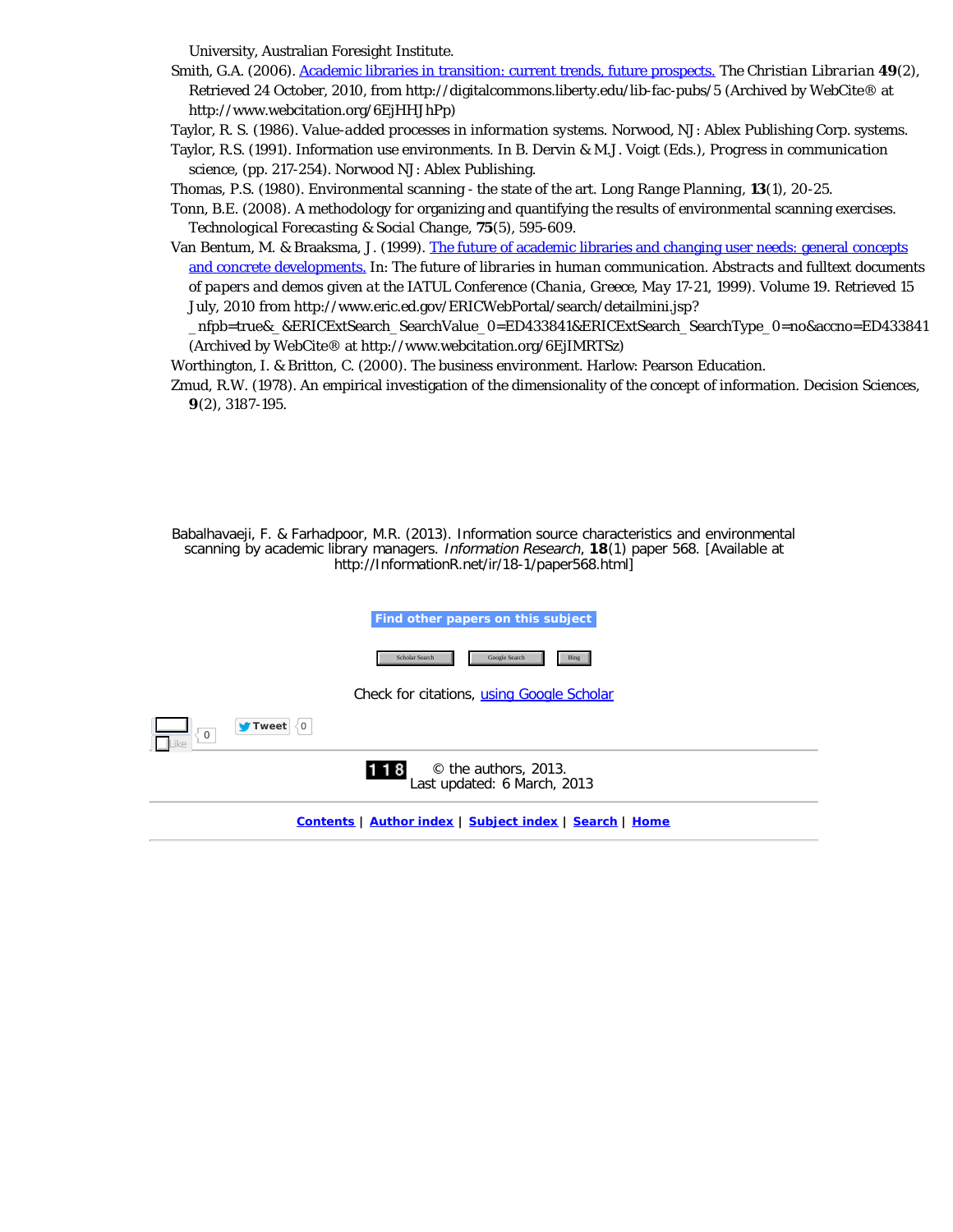University, Australian Foresight Institute.

Smith, G.A. (2006). Academic libraries in transition: current trends, future prospects. *The Christian Librarian* **49**(2), Retrieved 24 October, 2010, from http://digitalcommons.liberty.edu/lib-fac-pubs/5 (Archived by WebCite® at http://www.webcitation.org/6EjHHJhPp)

Taylor, R. S. (1986). *Value-added processes in information systems.* Norwood, NJ: Ablex Publishing Corp. systems.

Taylor, R.S. (1991). Information use environments. In B. Dervin & M.J. Voigt (Eds.), *Progress in communication science*, (pp. 217-254). Norwood NJ: Ablex Publishing.

Thomas, P.S. (1980). Environmental scanning - the state of the art. *Long Range Planning*, **13**(1), 20-25.

Tonn, B.E. (2008). A methodology for organizing and quantifying the results of environmental scanning exercises. *Technological Forecasting & Social Change*, **75**(5), 595-609.

Van Bentum, M. & Braaksma, J. (1999). The future of academic libraries and changing user needs: general concepts and concrete developments. In: *The future of libraries in human communication. Abstracts and fulltext documents of papers and demos given at the IATUL Conference (Chania, Greece, May 17-21, 1999). Volume 19.* Retrieved 15 July, 2010 from http://www.eric.ed.gov/ERICWebPortal/search/detailmini.jsp?_nfpb=true&_&ERICExtSearch_SearchValue_0=ED433841&ERICExtSearch_SearchType_0=no&accno=ED433841 (Archived by WebCite® at http://www.webcitation.org/6EjIMRTSz)

Worthington, I. & Britton, C. (2000). *The business environment*. Harlow: Pearson Education.

Zmud, R.W. (1978). An empirical investigation of the dimensionality of the concept of information. *Decision Sciences*, **9**(2), 3187-195.

Babalhavaeji, F. & Farhadpoor, M.R. (2013). Information source characteristics and environmental scanning by academic library managers. *Information Research*, **18**(1) paper 568. [Available at http://InformationR.net/ir/18-1/paper568.html]

**Find other papers on this subject**

Scholar Search | Google Search | Bing

Check for citations, using Google Scholar

© the authors, 2013.
Last updated: 6 March, 2013

**Contents** | **Author index** | **Subject index** | **Search** | **Home**